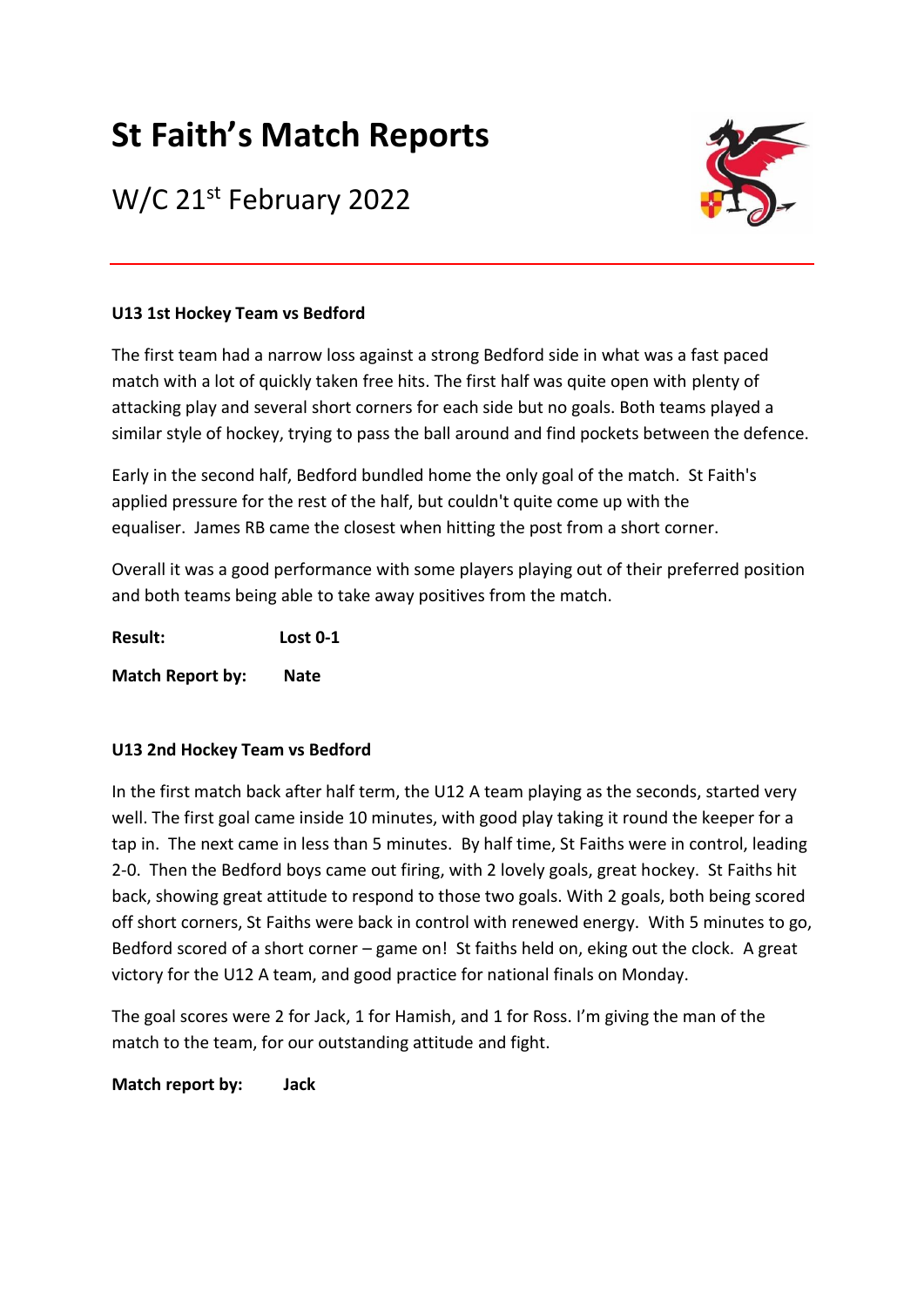# St Faith's Match Reports

## W/C 21st February 2022

### U13 1st Hockey Team vs Bedford

The first team had a narrow loss against a strong Bedford side in what was a fast paced match with a lot of quickly taken free hits. The first half was quite open with plenty of attacking play and several short corners for each side but no goals. Both teams played a similar style of hockey, trying to pass the ball around and find pockets between the defence.

Early in the second half, Bedford bundled home the only goal of the match. St Faith's applied pressure for the rest of the half, but couldn't quite come up with the equaliser. James RB came the closest when hitting the post from a short corner.

Overall it was a good performance with some players playing out of their preferred position and both teams being able to take away positives from the match.

**Result:** **Lost 0-1**

**Match Report by:** **Nate**

### U13 2nd Hockey Team vs Bedford

In the first match back after half term, the U12 A team playing as the seconds, started very well. The first goal came inside 10 minutes, with good play taking it round the keeper for a tap in. The next came in less than 5 minutes. By half time, St Faiths were in control, leading 2-0. Then the Bedford boys came out firing, with 2 lovely goals, great hockey. St Faiths hit back, showing great attitude to respond to those two goals. With 2 goals, both being scored off short corners, St Faiths were back in control with renewed energy. With 5 minutes to go, Bedford scored of a short corner – game on! St faiths held on, eking out the clock. A great victory for the U12 A team, and good practice for national finals on Monday.

The goal scores were 2 for Jack, 1 for Hamish, and 1 for Ross. I'm giving the man of the match to the team, for our outstanding attitude and fight.

**Match report by:** **Jack**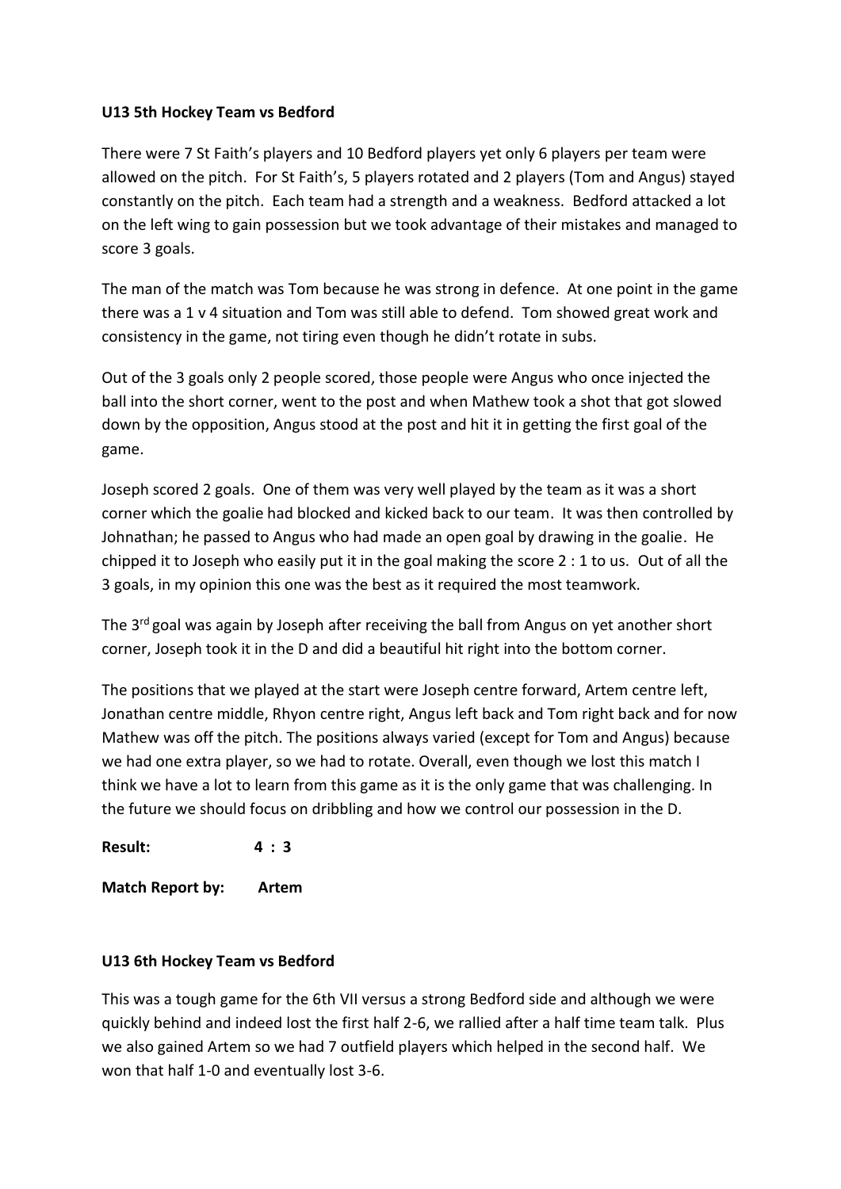**U13 5th Hockey Team vs Bedford**

There were 7 St Faith's players and 10 Bedford players yet only 6 players per team were allowed on the pitch. For St Faith's, 5 players rotated and 2 players (Tom and Angus) stayed constantly on the pitch. Each team had a strength and a weakness. Bedford attacked a lot on the left wing to gain possession but we took advantage of their mistakes and managed to score 3 goals.

The man of the match was Tom because he was strong in defence. At one point in the game there was a 1 v 4 situation and Tom was still able to defend. Tom showed great work and consistency in the game, not tiring even though he didn't rotate in subs.

Out of the 3 goals only 2 people scored, those people were Angus who once injected the ball into the short corner, went to the post and when Mathew took a shot that got slowed down by the opposition, Angus stood at the post and hit it in getting the first goal of the game.

Joseph scored 2 goals. One of them was very well played by the team as it was a short corner which the goalie had blocked and kicked back to our team. It was then controlled by Johnathan; he passed to Angus who had made an open goal by drawing in the goalie. He chipped it to Joseph who easily put it in the goal making the score 2 : 1 to us. Out of all the 3 goals, in my opinion this one was the best as it required the most teamwork.

The 3rd goal was again by Joseph after receiving the ball from Angus on yet another short corner, Joseph took it in the D and did a beautiful hit right into the bottom corner.

The positions that we played at the start were Joseph centre forward, Artem centre left, Jonathan centre middle, Rhyon centre right, Angus left back and Tom right back and for now Mathew was off the pitch. The positions always varied (except for Tom and Angus) because we had one extra player, so we had to rotate. Overall, even though we lost this match I think we have a lot to learn from this game as it is the only game that was challenging. In the future we should focus on dribbling and how we control our possession in the D.

**Result:** **4 : 3**

**Match Report by:** **Artem**

**U13 6th Hockey Team vs Bedford**

This was a tough game for the 6th VII versus a strong Bedford side and although we were quickly behind and indeed lost the first half 2-6, we rallied after a half time team talk. Plus we also gained Artem so we had 7 outfield players which helped in the second half. We won that half 1-0 and eventually lost 3-6.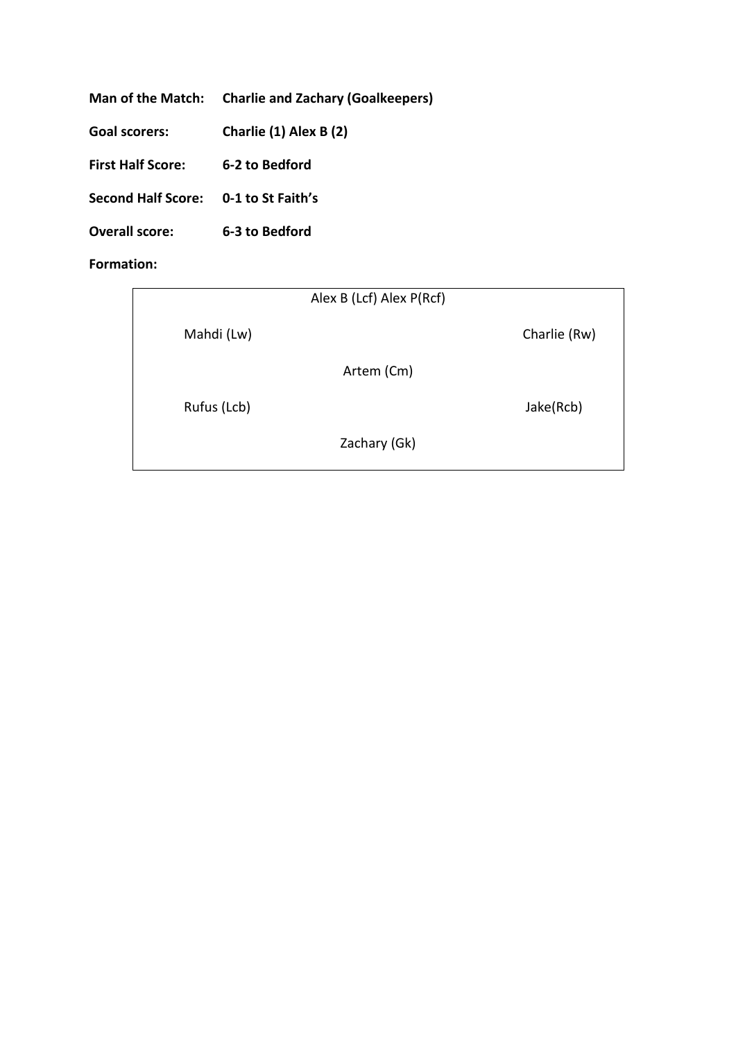**Man of the Match:** **Charlie and Zachary (Goalkeepers)**

**Goal scorers:** **Charlie (1) Alex B (2)**

**First Half Score:** **6-2 to Bedford**

**Second Half Score:** **0-1 to St Faith's**

**Overall score:** **6-3 to Bedford**

**Formation:**

Alex B (Lcf) Alex P(Rcf)

Mahdi (Lw) Charlie (Rw)

Artem (Cm)

Rufus (Lcb) Jake(Rcb)

Zachary (Gk)